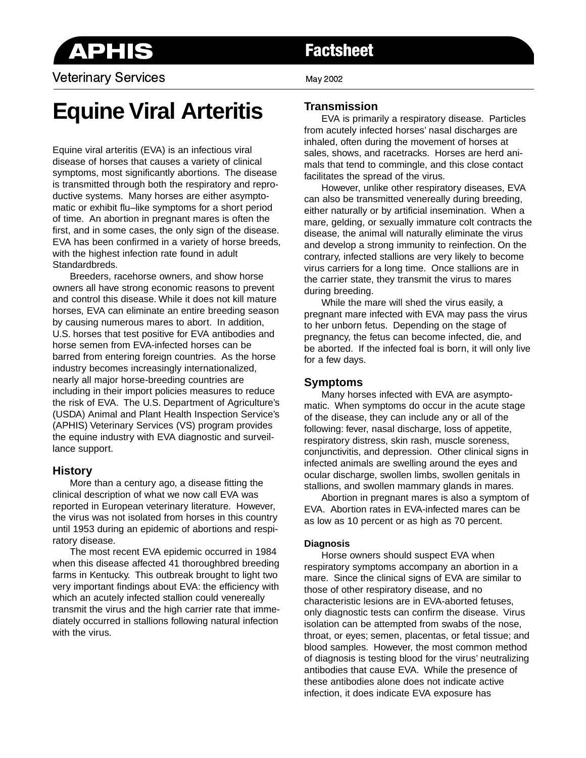APHIS Factsheet

Veterinary Services

May 2002

# Equine Viral Arteritis

Equine viral arteritis (EVA) is an infectious viral disease of horses that causes a variety of clinical symptoms, most significantly abortions. The disease is transmitted through both the respiratory and reproductive systems. Many horses are either asymptomatic or exhibit flu–like symptoms for a short period of time. An abortion in pregnant mares is often the first, and in some cases, the only sign of the disease. EVA has been confirmed in a variety of horse breeds, with the highest infection rate found in adult Standardbreds.

Breeders, racehorse owners, and show horse owners all have strong economic reasons to prevent and control this disease. While it does not kill mature horses, EVA can eliminate an entire breeding season by causing numerous mares to abort. In addition, U.S. horses that test positive for EVA antibodies and horse semen from EVA-infected horses can be barred from entering foreign countries. As the horse industry becomes increasingly internationalized, nearly all major horse-breeding countries are including in their import policies measures to reduce the risk of EVA. The U.S. Department of Agriculture's (USDA) Animal and Plant Health Inspection Service's (APHIS) Veterinary Services (VS) program provides the equine industry with EVA diagnostic and surveillance support.

## History

More than a century ago, a disease fitting the clinical description of what we now call EVA was reported in European veterinary literature. However, the virus was not isolated from horses in this country until 1953 during an epidemic of abortions and respiratory disease.

The most recent EVA epidemic occurred in 1984 when this disease affected 41 thoroughbred breeding farms in Kentucky. This outbreak brought to light two very important findings about EVA: the efficiency with which an acutely infected stallion could venereally transmit the virus and the high carrier rate that immediately occurred in stallions following natural infection with the virus.

## Transmission

EVA is primarily a respiratory disease. Particles from acutely infected horses' nasal discharges are inhaled, often during the movement of horses at sales, shows, and racetracks. Horses are herd animals that tend to commingle, and this close contact facilitates the spread of the virus.

However, unlike other respiratory diseases, EVA can also be transmitted venereally during breeding, either naturally or by artificial insemination. When a mare, gelding, or sexually immature colt contracts the disease, the animal will naturally eliminate the virus and develop a strong immunity to reinfection. On the contrary, infected stallions are very likely to become virus carriers for a long time. Once stallions are in the carrier state, they transmit the virus to mares during breeding.

While the mare will shed the virus easily, a pregnant mare infected with EVA may pass the virus to her unborn fetus. Depending on the stage of pregnancy, the fetus can become infected, die, and be aborted. If the infected foal is born, it will only live for a few days.

## Symptoms

Many horses infected with EVA are asymptomatic. When symptoms do occur in the acute stage of the disease, they can include any or all of the following: fever, nasal discharge, loss of appetite, respiratory distress, skin rash, muscle soreness, conjunctivitis, and depression. Other clinical signs in infected animals are swelling around the eyes and ocular discharge, swollen limbs, swollen genitals in stallions, and swollen mammary glands in mares.

Abortion in pregnant mares is also a symptom of EVA. Abortion rates in EVA-infected mares can be as low as 10 percent or as high as 70 percent.

### Diagnosis

Horse owners should suspect EVA when respiratory symptoms accompany an abortion in a mare. Since the clinical signs of EVA are similar to those of other respiratory disease, and no characteristic lesions are in EVA-aborted fetuses, only diagnostic tests can confirm the disease. Virus isolation can be attempted from swabs of the nose, throat, or eyes; semen, placentas, or fetal tissue; and blood samples. However, the most common method of diagnosis is testing blood for the virus' neutralizing antibodies that cause EVA. While the presence of these antibodies alone does not indicate active infection, it does indicate EVA exposure has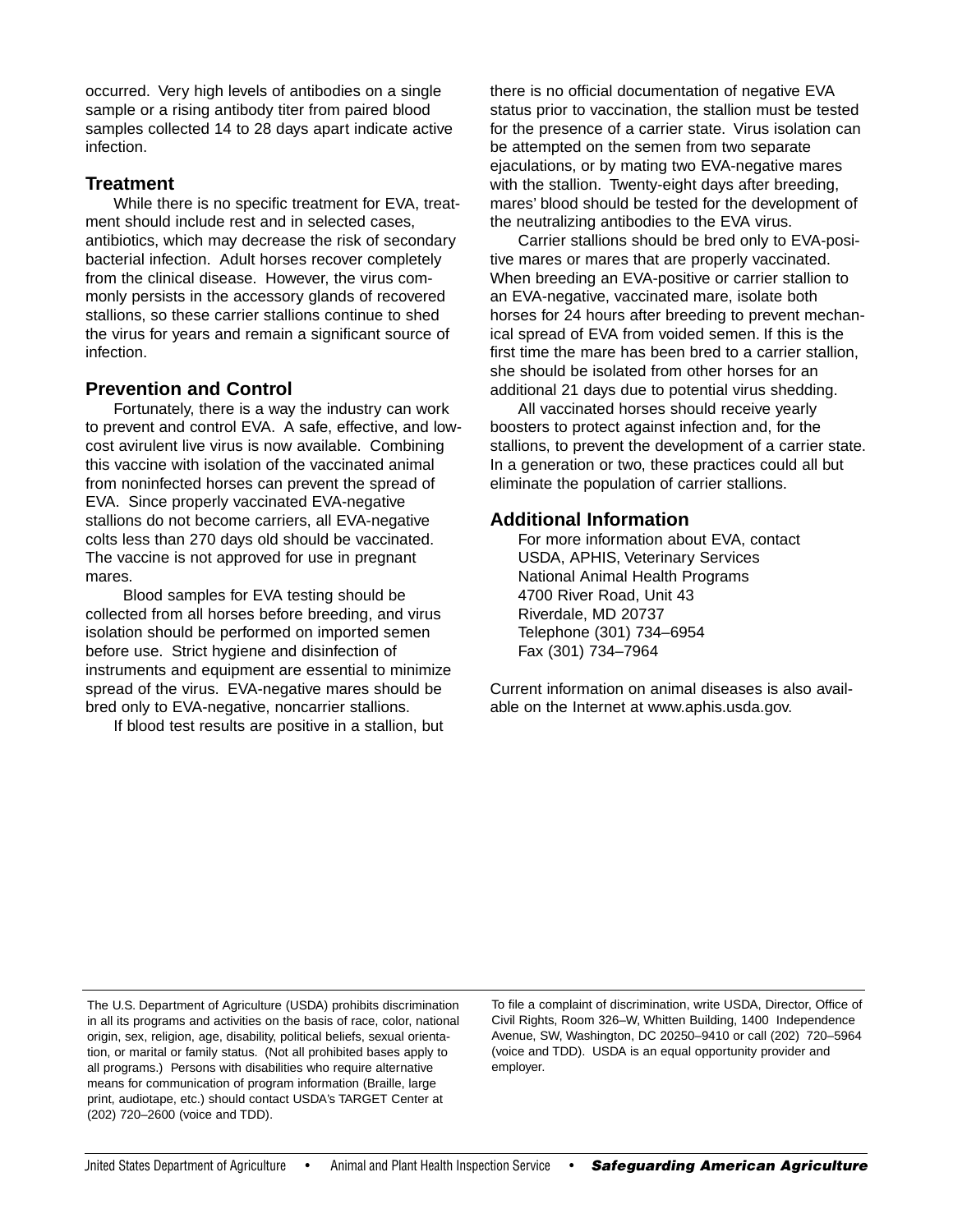occurred. Very high levels of antibodies on a single sample or a rising antibody titer from paired blood samples collected 14 to 28 days apart indicate active infection.

## Treatment

While there is no specific treatment for EVA, treatment should include rest and in selected cases, antibiotics, which may decrease the risk of secondary bacterial infection. Adult horses recover completely from the clinical disease. However, the virus commonly persists in the accessory glands of recovered stallions, so these carrier stallions continue to shed the virus for years and remain a significant source of infection.

## Prevention and Control

Fortunately, there is a way the industry can work to prevent and control EVA. A safe, effective, and low-cost avirulent live virus is now available. Combining this vaccine with isolation of the vaccinated animal from noninfected horses can prevent the spread of EVA. Since properly vaccinated EVA-negative stallions do not become carriers, all EVA-negative colts less than 270 days old should be vaccinated. The vaccine is not approved for use in pregnant mares.

Blood samples for EVA testing should be collected from all horses before breeding, and virus isolation should be performed on imported semen before use. Strict hygiene and disinfection of instruments and equipment are essential to minimize spread of the virus. EVA-negative mares should be bred only to EVA-negative, noncarrier stallions.

If blood test results are positive in a stallion, but there is no official documentation of negative EVA status prior to vaccination, the stallion must be tested for the presence of a carrier state. Virus isolation can be attempted on the semen from two separate ejaculations, or by mating two EVA-negative mares with the stallion. Twenty-eight days after breeding, mares' blood should be tested for the development of the neutralizing antibodies to the EVA virus.

Carrier stallions should be bred only to EVA-positive mares or mares that are properly vaccinated. When breeding an EVA-positive or carrier stallion to an EVA-negative, vaccinated mare, isolate both horses for 24 hours after breeding to prevent mechanical spread of EVA from voided semen. If this is the first time the mare has been bred to a carrier stallion, she should be isolated from other horses for an additional 21 days due to potential virus shedding.

All vaccinated horses should receive yearly boosters to protect against infection and, for the stallions, to prevent the development of a carrier state. In a generation or two, these practices could all but eliminate the population of carrier stallions.

## Additional Information

For more information about EVA, contact
USDA, APHIS, Veterinary Services
National Animal Health Programs
4700 River Road, Unit 43
Riverdale, MD 20737
Telephone (301) 734–6954
Fax (301) 734–7964

Current information on animal diseases is also available on the Internet at www.aphis.usda.gov.

The U.S. Department of Agriculture (USDA) prohibits discrimination in all its programs and activities on the basis of race, color, national origin, sex, religion, age, disability, political beliefs, sexual orientation, or marital or family status. (Not all prohibited bases apply to all programs.) Persons with disabilities who require alternative means for communication of program information (Braille, large print, audiotape, etc.) should contact USDA's TARGET Center at (202) 720–2600 (voice and TDD).

To file a complaint of discrimination, write USDA, Director, Office of Civil Rights, Room 326–W, Whitten Building, 1400 Independence Avenue, SW, Washington, DC 20250–9410 or call (202) 720–5964 (voice and TDD). USDA is an equal opportunity provider and employer.

United States Department of Agriculture • Animal and Plant Health Inspection Service • ***Safeguarding American Agriculture***